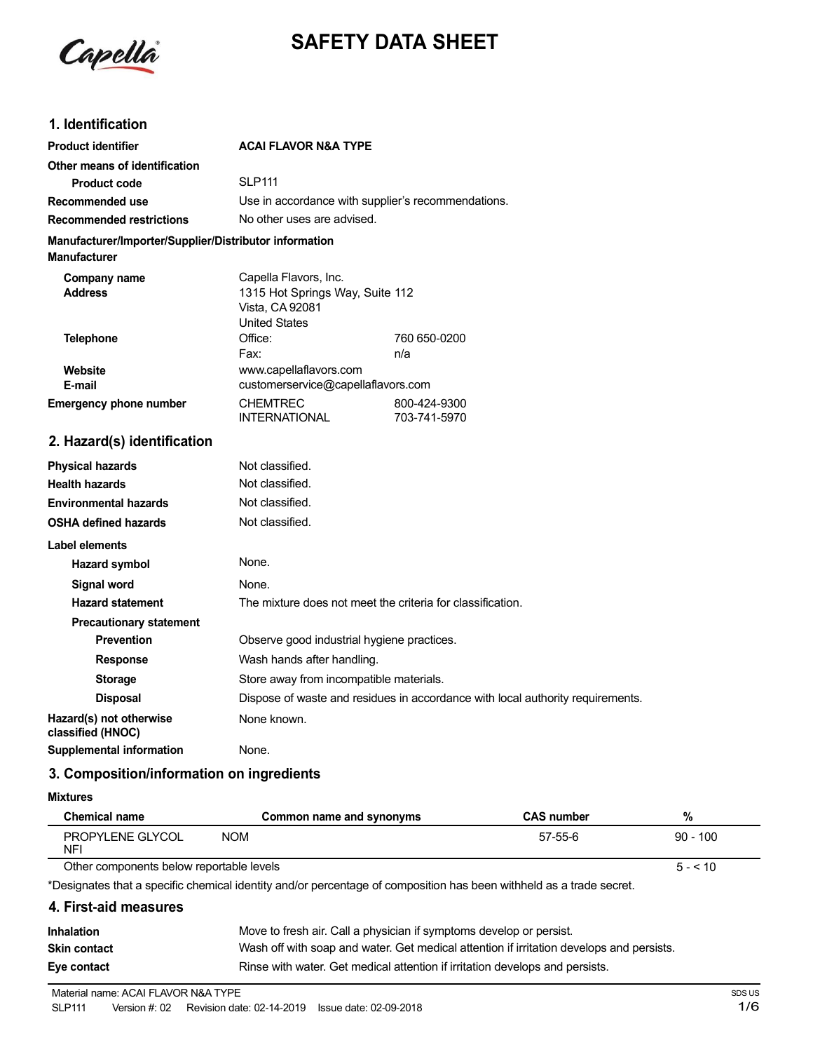# SAFETY DATA SHEET

## 1. Identification

| | |
|---|---|
| **Product identifier** | **ACAI FLAVOR N&A TYPE** |
| **Other means of identification** | |
| **Product code** | SLP111 |
| **Recommended use** | Use in accordance with supplier's recommendations. |
| **Recommended restrictions** | No other uses are advised. |

**Manufacturer/Importer/Supplier/Distributor information**

**Manufacturer**

| | | |
|---|---|---|
| **Company name** | Capella Flavors, Inc. | |
| **Address** | 1315 Hot Springs Way, Suite 112<br>Vista, CA 92081<br>United States | |
| **Telephone** | Office: | 760 650-0200 |
| | Fax: | n/a |
| **Website** | www.capellaflavors.com | |
| **E-mail** | customerservice@capellaflavors.com | |
| **Emergency phone number** | CHEMTREC | 800-424-9300 |
| | INTERNATIONAL | 703-741-5970 |

## 2. Hazard(s) identification

| | |
|---|---|
| **Physical hazards** | Not classified. |
| **Health hazards** | Not classified. |
| **Environmental hazards** | Not classified. |
| **OSHA defined hazards** | Not classified. |

**Label elements**

| | |
|---|---|
| **Hazard symbol** | None. |
| **Signal word** | None. |
| **Hazard statement** | The mixture does not meet the criteria for classification. |
| **Precautionary statement** | |
| **Prevention** | Observe good industrial hygiene practices. |
| **Response** | Wash hands after handling. |
| **Storage** | Store away from incompatible materials. |
| **Disposal** | Dispose of waste and residues in accordance with local authority requirements. |
| **Hazard(s) not otherwise classified (HNOC)** | None known. |
| **Supplemental information** | None. |

## 3. Composition/information on ingredients

**Mixtures**

| Chemical name | Common name and synonyms | CAS number | % |
|---|---|---|---|
| PROPYLENE GLYCOL NFI | NOM | 57-55-6 | 90 - 100 |
| Other components below reportable levels | | | 5 - < 10 |

*Designates that a specific chemical identity and/or percentage of composition has been withheld as a trade secret.

## 4. First-aid measures

| | |
|---|---|
| **Inhalation** | Move to fresh air. Call a physician if symptoms develop or persist. |
| **Skin contact** | Wash off with soap and water. Get medical attention if irritation develops and persists. |
| **Eye contact** | Rinse with water. Get medical attention if irritation develops and persists. |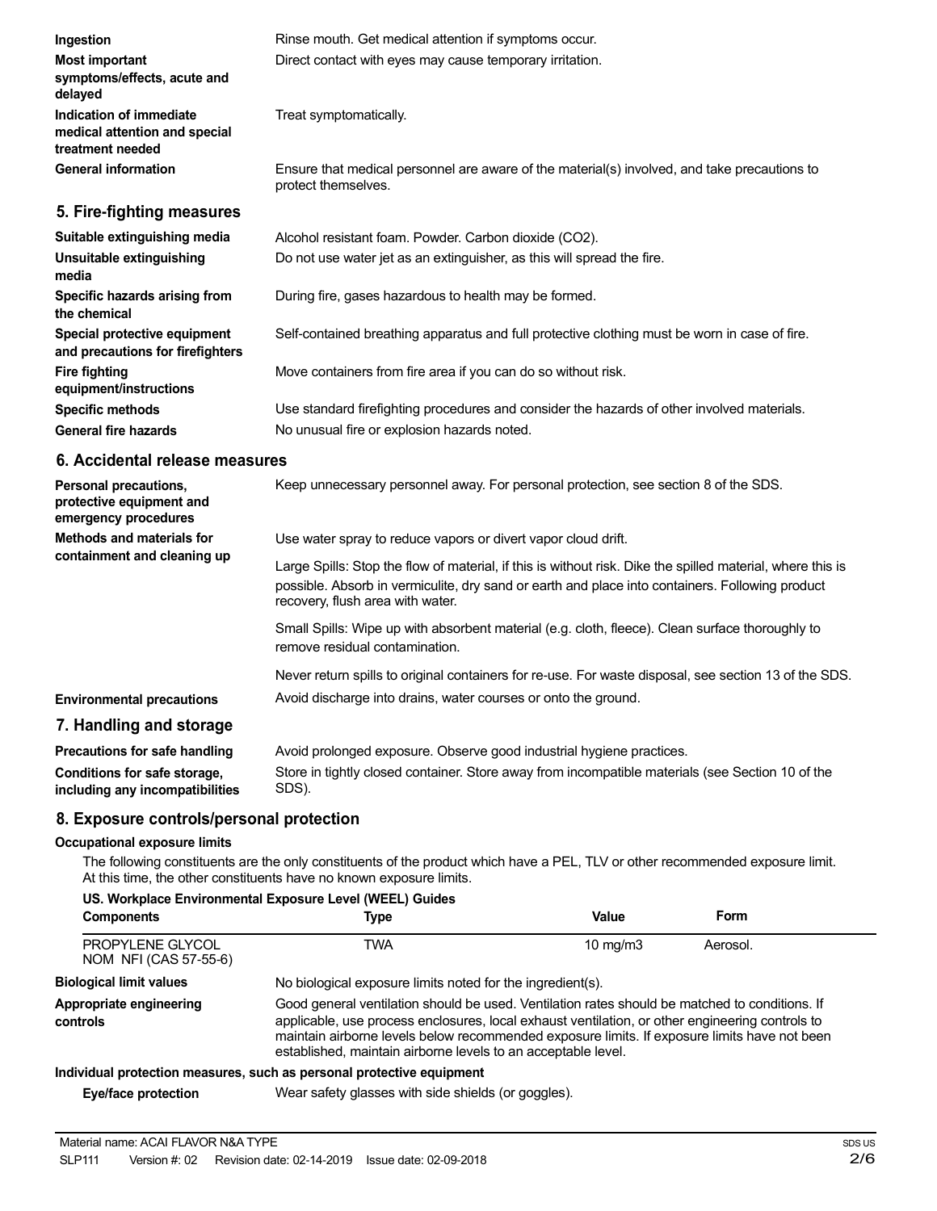**Ingestion** Rinse mouth. Get medical attention if symptoms occur.

**Most important symptoms/effects, acute and delayed** Direct contact with eyes may cause temporary irritation.

**Indication of immediate medical attention and special treatment needed** Treat symptomatically.

**General information** Ensure that medical personnel are aware of the material(s) involved, and take precautions to protect themselves.

## 5. Fire-fighting measures

**Suitable extinguishing media** Alcohol resistant foam. Powder. Carbon dioxide ($CO_2$).

**Unsuitable extinguishing media** Do not use water jet as an extinguisher, as this will spread the fire.

**Specific hazards arising from the chemical** During fire, gases hazardous to health may be formed.

**Special protective equipment and precautions for firefighters** Self-contained breathing apparatus and full protective clothing must be worn in case of fire.

**Fire fighting equipment/instructions** Move containers from fire area if you can do so without risk.

**Specific methods** Use standard firefighting procedures and consider the hazards of other involved materials.

**General fire hazards** No unusual fire or explosion hazards noted.

## 6. Accidental release measures

**Personal precautions, protective equipment and emergency procedures** Keep unnecessary personnel away. For personal protection, see section 8 of the SDS.

**Methods and materials for containment and cleaning up** Use water spray to reduce vapors or divert vapor cloud drift.

Large Spills: Stop the flow of material, if this is without risk. Dike the spilled material, where this is possible. Absorb in vermiculite, dry sand or earth and place into containers. Following product recovery, flush area with water.

Small Spills: Wipe up with absorbent material (e.g. cloth, fleece). Clean surface thoroughly to remove residual contamination.

Never return spills to original containers for re-use. For waste disposal, see section 13 of the SDS.

**Environmental precautions** Avoid discharge into drains, water courses or onto the ground.

## 7. Handling and storage

**Precautions for safe handling** Avoid prolonged exposure. Observe good industrial hygiene practices.

**Conditions for safe storage, including any incompatibilities** Store in tightly closed container. Store away from incompatible materials (see Section 10 of the SDS).

## 8. Exposure controls/personal protection

**Occupational exposure limits**

The following constituents are the only constituents of the product which have a PEL, TLV or other recommended exposure limit. At this time, the other constituents have no known exposure limits.

**US. Workplace Environmental Exposure Level (WEEL) Guides**

| Components | Type | Value | Form |
|---|---|---|---|
| PROPYLENE GLYCOL NOM NFI (CAS 57-55-6) | TWA | 10 mg/m3 | Aerosol. |

**Biological limit values** No biological exposure limits noted for the ingredient(s).

**Appropriate engineering controls** Good general ventilation should be used. Ventilation rates should be matched to conditions. If applicable, use process enclosures, local exhaust ventilation, or other engineering controls to maintain airborne levels below recommended exposure limits. If exposure limits have not been established, maintain airborne levels to an acceptable level.

**Individual protection measures, such as personal protective equipment**

**Eye/face protection** Wear safety glasses with side shields (or goggles).

Material name: ACAI FLAVOR N&A TYPE
SLP111 Version #: 02 Revision date: 02-14-2019 Issue date: 02-09-2018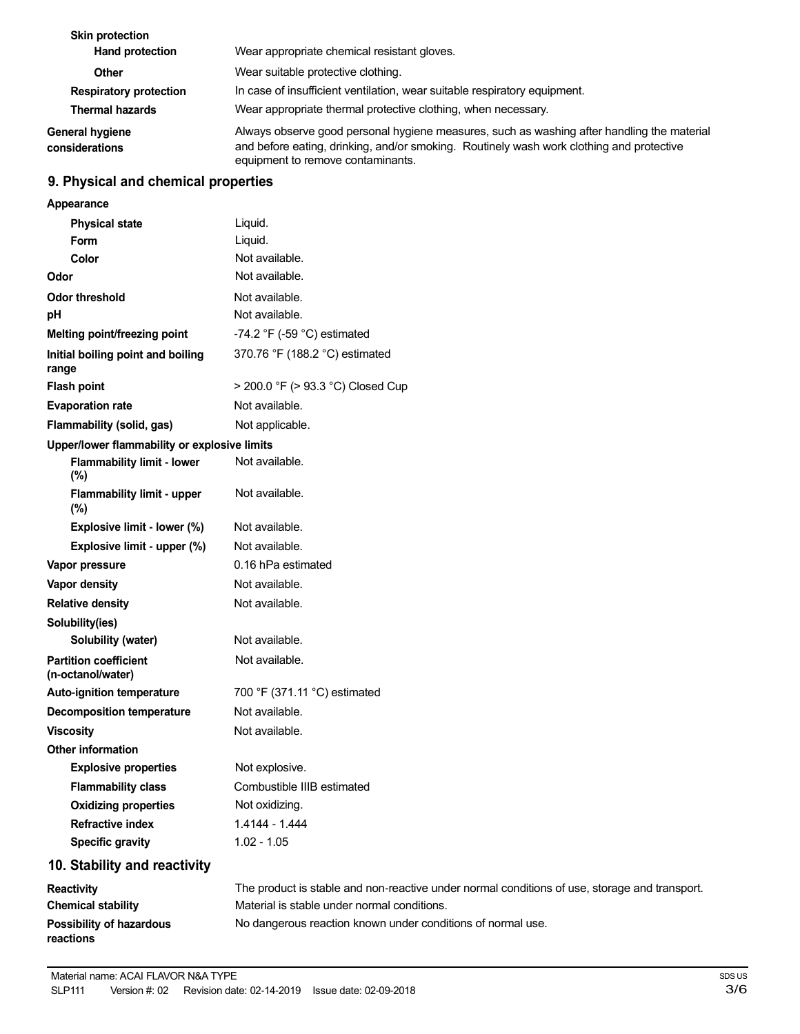| | |
|---|---|
| **Skin protection** | |
| **Hand protection** | Wear appropriate chemical resistant gloves. |
| **Other** | Wear suitable protective clothing. |
| **Respiratory protection** | In case of insufficient ventilation, wear suitable respiratory equipment. |
| **Thermal hazards** | Wear appropriate thermal protective clothing, when necessary. |
| **General hygiene considerations** | Always observe good personal hygiene measures, such as washing after handling the material and before eating, drinking, and/or smoking. Routinely wash work clothing and protective equipment to remove contaminants. |

## 9. Physical and chemical properties

| | |
|---|---|
| **Appearance** | |
| **Physical state** | Liquid. |
| **Form** | Liquid. |
| **Color** | Not available. |
| **Odor** | Not available. |
| **Odor threshold** | Not available. |
| **pH** | Not available. |
| **Melting point/freezing point** | -74.2 °F (-59 °C) estimated |
| **Initial boiling point and boiling range** | 370.76 °F (188.2 °C) estimated |
| **Flash point** | > 200.0 °F (> 93.3 °C) Closed Cup |
| **Evaporation rate** | Not available. |
| **Flammability (solid, gas)** | Not applicable. |
| **Upper/lower flammability or explosive limits** | |
| **Flammability limit - lower (%)** | Not available. |
| **Flammability limit - upper (%)** | Not available. |
| **Explosive limit - lower (%)** | Not available. |
| **Explosive limit - upper (%)** | Not available. |
| **Vapor pressure** | 0.16 hPa estimated |
| **Vapor density** | Not available. |
| **Relative density** | Not available. |
| **Solubility(ies)** | |
| **Solubility (water)** | Not available. |
| **Partition coefficient (n-octanol/water)** | Not available. |
| **Auto-ignition temperature** | 700 °F (371.11 °C) estimated |
| **Decomposition temperature** | Not available. |
| **Viscosity** | Not available. |
| **Other information** | |
| **Explosive properties** | Not explosive. |
| **Flammability class** | Combustible IIIB estimated |
| **Oxidizing properties** | Not oxidizing. |
| **Refractive index** | 1.4144 - 1.444 |
| **Specific gravity** | 1.02 - 1.05 |

## 10. Stability and reactivity

| | |
|---|---|
| **Reactivity** | The product is stable and non-reactive under normal conditions of use, storage and transport. |
| **Chemical stability** | Material is stable under normal conditions. |
| **Possibility of hazardous reactions** | No dangerous reaction known under conditions of normal use. |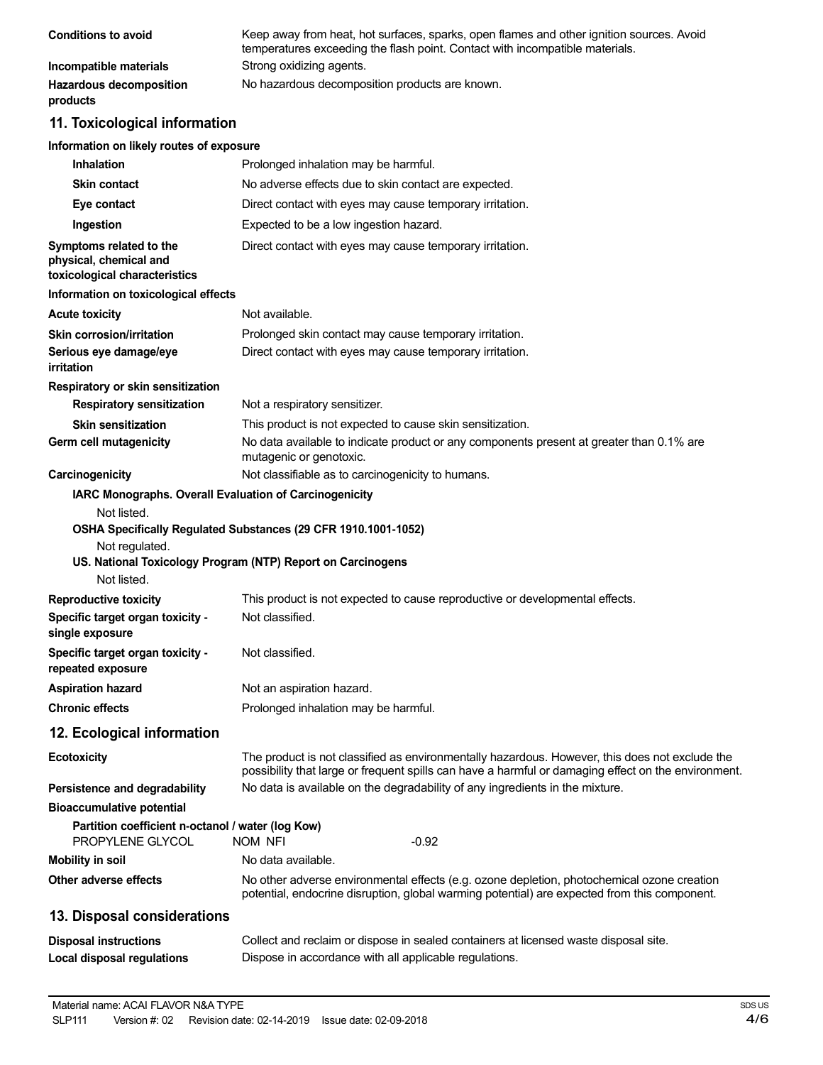**Conditions to avoid** Keep away from heat, hot surfaces, sparks, open flames and other ignition sources. Avoid temperatures exceeding the flash point. Contact with incompatible materials.

**Incompatible materials** Strong oxidizing agents.

**Hazardous decomposition products** No hazardous decomposition products are known.

## 11. Toxicological information

**Information on likely routes of exposure**

**Inhalation** Prolonged inhalation may be harmful.

**Skin contact** No adverse effects due to skin contact are expected.

**Eye contact** Direct contact with eyes may cause temporary irritation.

**Ingestion** Expected to be a low ingestion hazard.

**Symptoms related to the physical, chemical and toxicological characteristics** Direct contact with eyes may cause temporary irritation.

**Information on toxicological effects**

**Acute toxicity** Not available.

**Skin corrosion/irritation** Prolonged skin contact may cause temporary irritation.

**Serious eye damage/eye irritation** Direct contact with eyes may cause temporary irritation.

**Respiratory or skin sensitization**

**Respiratory sensitization** Not a respiratory sensitizer.

**Skin sensitization** This product is not expected to cause skin sensitization.

**Germ cell mutagenicity** No data available to indicate product or any components present at greater than 0.1% are mutagenic or genotoxic.

**Carcinogenicity** Not classifiable as to carcinogenicity to humans.

**IARC Monographs. Overall Evaluation of Carcinogenicity**

Not listed.

**OSHA Specifically Regulated Substances (29 CFR 1910.1001-1052)**

Not regulated.

**US. National Toxicology Program (NTP) Report on Carcinogens**

Not listed.

**Reproductive toxicity** This product is not expected to cause reproductive or developmental effects.

**Specific target organ toxicity - single exposure** Not classified.

**Specific target organ toxicity - repeated exposure** Not classified.

**Aspiration hazard** Not an aspiration hazard.

**Chronic effects** Prolonged inhalation may be harmful.

## 12. Ecological information

**Ecotoxicity** The product is not classified as environmentally hazardous. However, this does not exclude the possibility that large or frequent spills can have a harmful or damaging effect on the environment.

**Persistence and degradability** No data is available on the degradability of any ingredients in the mixture.

**Bioaccumulative potential**

**Partition coefficient n-octanol / water (log Kow)**

| | | |
|---|---|---|
| PROPYLENE GLYCOL | NOM NFI | -0.92 |

**Mobility in soil** No data available.

**Other adverse effects** No other adverse environmental effects (e.g. ozone depletion, photochemical ozone creation potential, endocrine disruption, global warming potential) are expected from this component.

## 13. Disposal considerations

**Disposal instructions** Collect and reclaim or dispose in sealed containers at licensed waste disposal site.

**Local disposal regulations** Dispose in accordance with all applicable regulations.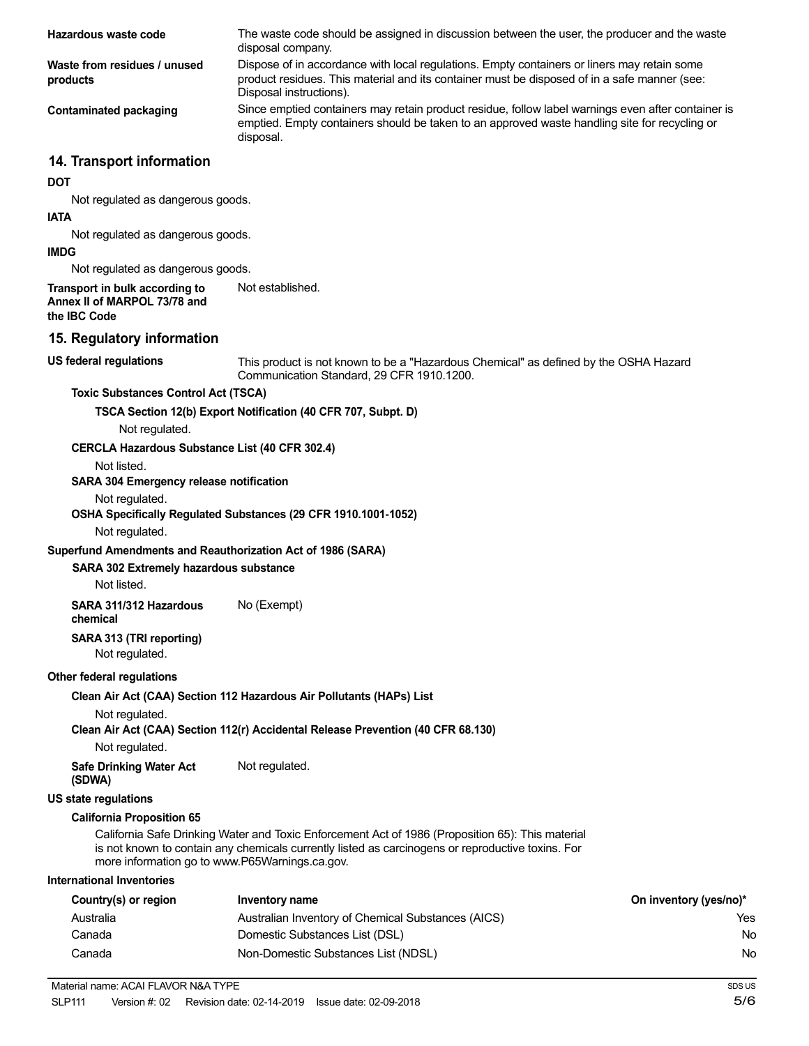**Hazardous waste code** The waste code should be assigned in discussion between the user, the producer and the waste disposal company.

**Waste from residues / unused products** Dispose of in accordance with local regulations. Empty containers or liners may retain some product residues. This material and its container must be disposed of in a safe manner (see: Disposal instructions).

**Contaminated packaging** Since emptied containers may retain product residue, follow label warnings even after container is emptied. Empty containers should be taken to an approved waste handling site for recycling or disposal.

## 14. Transport information

**DOT**

Not regulated as dangerous goods.

**IATA**

Not regulated as dangerous goods.

**IMDG**

Not regulated as dangerous goods.

**Transport in bulk according to Annex II of MARPOL 73/78 and the IBC Code** Not established.

## 15. Regulatory information

**US federal regulations** This product is not known to be a "Hazardous Chemical" as defined by the OSHA Hazard Communication Standard, 29 CFR 1910.1200.

**Toxic Substances Control Act (TSCA)**

**TSCA Section 12(b) Export Notification (40 CFR 707, Subpt. D)**

Not regulated.

**CERCLA Hazardous Substance List (40 CFR 302.4)**

Not listed.

**SARA 304 Emergency release notification**

Not regulated.

**OSHA Specifically Regulated Substances (29 CFR 1910.1001-1052)**

Not regulated.

**Superfund Amendments and Reauthorization Act of 1986 (SARA)**

**SARA 302 Extremely hazardous substance**

Not listed.

**SARA 311/312 Hazardous chemical** No (Exempt)

**SARA 313 (TRI reporting)**

Not regulated.

**Other federal regulations**

**Clean Air Act (CAA) Section 112 Hazardous Air Pollutants (HAPs) List**

Not regulated.

**Clean Air Act (CAA) Section 112(r) Accidental Release Prevention (40 CFR 68.130)**

Not regulated.

**Safe Drinking Water Act (SDWA)** Not regulated.

**US state regulations**

**California Proposition 65**

California Safe Drinking Water and Toxic Enforcement Act of 1986 (Proposition 65): This material is not known to contain any chemicals currently listed as carcinogens or reproductive toxins. For more information go to www.P65Warnings.ca.gov.

**International Inventories**

| Country(s) or region | Inventory name | On inventory (yes/no)* |
|---|---|---|
| Australia | Australian Inventory of Chemical Substances (AICS) | Yes |
| Canada | Domestic Substances List (DSL) | No |
| Canada | Non-Domestic Substances List (NDSL) | No |

Material name: ACAI FLAVOR N&A TYPE

SLP111 Version #: 02 Revision date: 02-14-2019 Issue date: 02-09-2018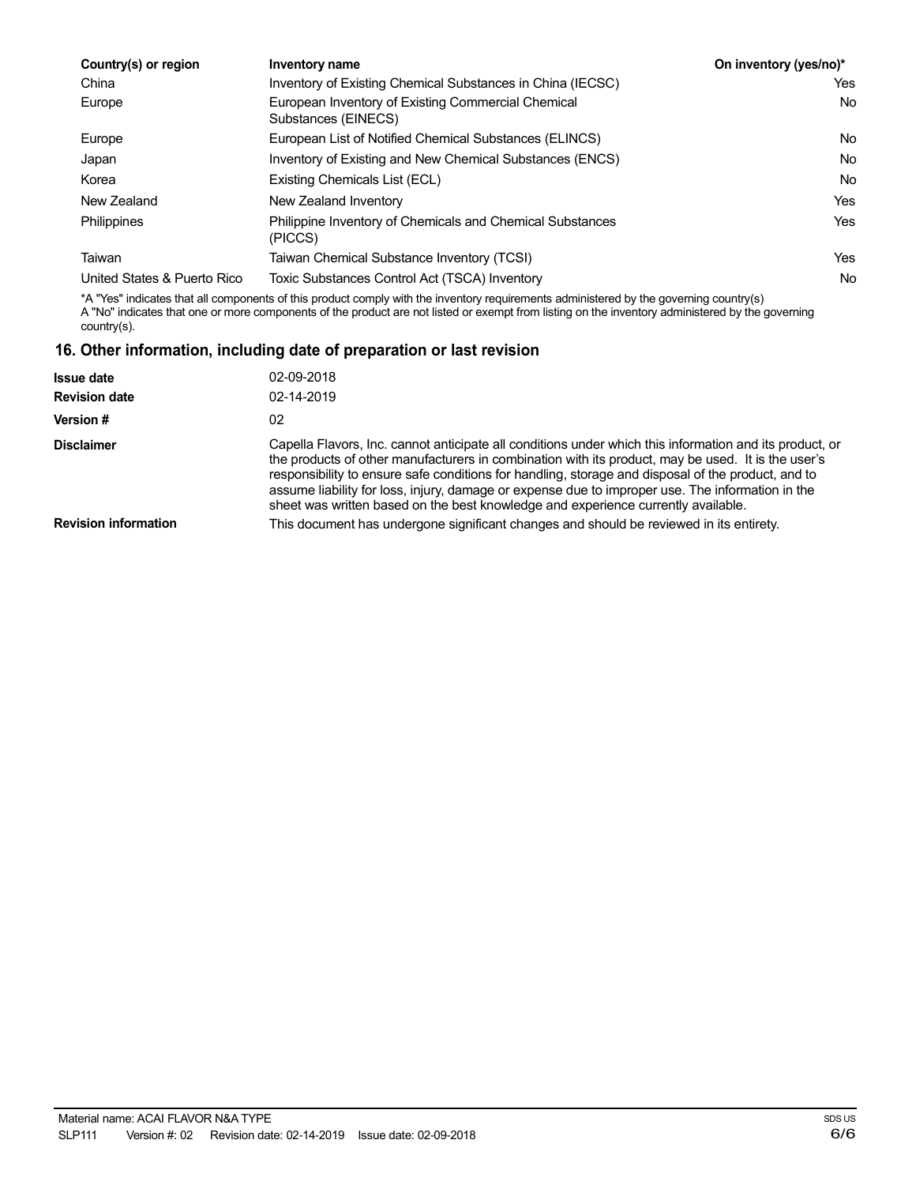| Country(s) or region | Inventory name | On inventory (yes/no)* |
| --- | --- | --- |
| China | Inventory of Existing Chemical Substances in China (IECSC) | Yes |
| Europe | European Inventory of Existing Commercial Chemical Substances (EINECS) | No |
| Europe | European List of Notified Chemical Substances (ELINCS) | No |
| Japan | Inventory of Existing and New Chemical Substances (ENCS) | No |
| Korea | Existing Chemicals List (ECL) | No |
| New Zealand | New Zealand Inventory | Yes |
| Philippines | Philippine Inventory of Chemicals and Chemical Substances (PICCS) | Yes |
| Taiwan | Taiwan Chemical Substance Inventory (TCSI) | Yes |
| United States & Puerto Rico | Toxic Substances Control Act (TSCA) Inventory | No |

*A "Yes" indicates that all components of this product comply with the inventory requirements administered by the governing country(s)
A "No" indicates that one or more components of the product are not listed or exempt from listing on the inventory administered by the governing country(s).

## 16. Other information, including date of preparation or last revision

**Issue date** 02-09-2018

**Revision date** 02-14-2019

**Version #** 02

**Disclaimer** Capella Flavors, Inc. cannot anticipate all conditions under which this information and its product, or the products of other manufacturers in combination with its product, may be used. It is the user's responsibility to ensure safe conditions for handling, storage and disposal of the product, and to assume liability for loss, injury, damage or expense due to improper use. The information in the sheet was written based on the best knowledge and experience currently available.

**Revision information** This document has undergone significant changes and should be reviewed in its entirety.